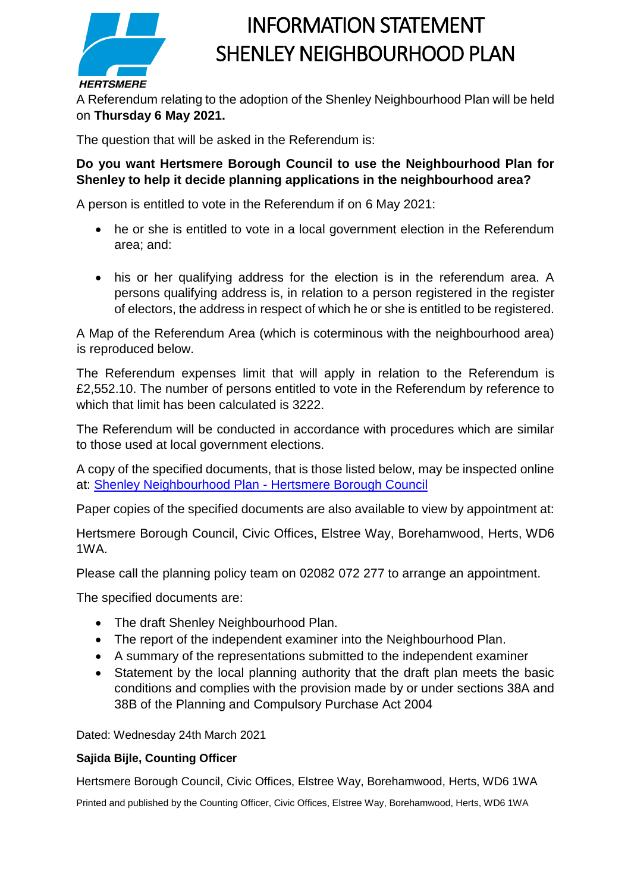HERTSMERE

# INFORMATION STATEMENT
# SHENLEY NEIGHBOURHOOD PLAN

A Referendum relating to the adoption of the Shenley Neighbourhood Plan will be held on **Thursday 6 May 2021.**

The question that will be asked in the Referendum is:

**Do you want Hertsmere Borough Council to use the Neighbourhood Plan for Shenley to help it decide planning applications in the neighbourhood area?**

A person is entitled to vote in the Referendum if on 6 May 2021:

- he or she is entitled to vote in a local government election in the Referendum area; and:
- his or her qualifying address for the election is in the referendum area. A persons qualifying address is, in relation to a person registered in the register of electors, the address in respect of which he or she is entitled to be registered.

A Map of the Referendum Area (which is coterminous with the neighbourhood area) is reproduced below.

The Referendum expenses limit that will apply in relation to the Referendum is £2,552.10. The number of persons entitled to vote in the Referendum by reference to which that limit has been calculated is 3222.

The Referendum will be conducted in accordance with procedures which are similar to those used at local government elections.

A copy of the specified documents, that is those listed below, may be inspected online at: [Shenley Neighbourhood Plan - Hertsmere Borough Council]

Paper copies of the specified documents are also available to view by appointment at:

Hertsmere Borough Council, Civic Offices, Elstree Way, Borehamwood, Herts, WD6 1WA.

Please call the planning policy team on 02082 072 277 to arrange an appointment.

The specified documents are:

- The draft Shenley Neighbourhood Plan.
- The report of the independent examiner into the Neighbourhood Plan.
- A summary of the representations submitted to the independent examiner
- Statement by the local planning authority that the draft plan meets the basic conditions and complies with the provision made by or under sections 38A and 38B of the Planning and Compulsory Purchase Act 2004

Dated: Wednesday 24th March 2021

**Sajida Bijle, Counting Officer**

Hertsmere Borough Council, Civic Offices, Elstree Way, Borehamwood, Herts, WD6 1WA

Printed and published by the Counting Officer, Civic Offices, Elstree Way, Borehamwood, Herts, WD6 1WA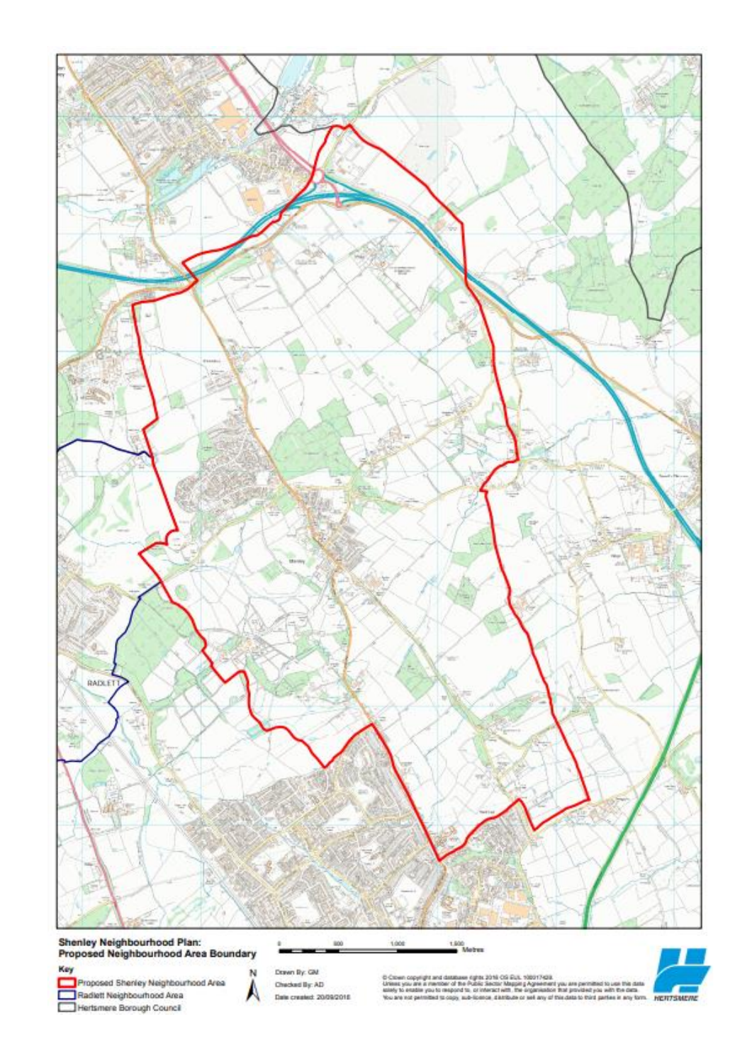**Shenley Neighbourhood Plan:**
**Proposed Neighbourhood Area Boundary**

0 500 1,000 1,500 Metres

**Key**

- Proposed Shenley Neighbourhood Area
- Radlett Neighbourhood Area
- Hertsmere Borough Council

N

Drawn By: GM
Checked By: AD
Date created: 20/09/2016

© Crown copyright and database rights 2016 OS EUL 100017428.
Unless you are a member of the Public Sector Mapping Agreement you are permitted to use this data solely to enable you to respond to, or interact with, the organisation that provided you with the data.
You are not permitted to copy, sub-licence, distribute or sell any of this data to third parties in any form.

HERTSMERE